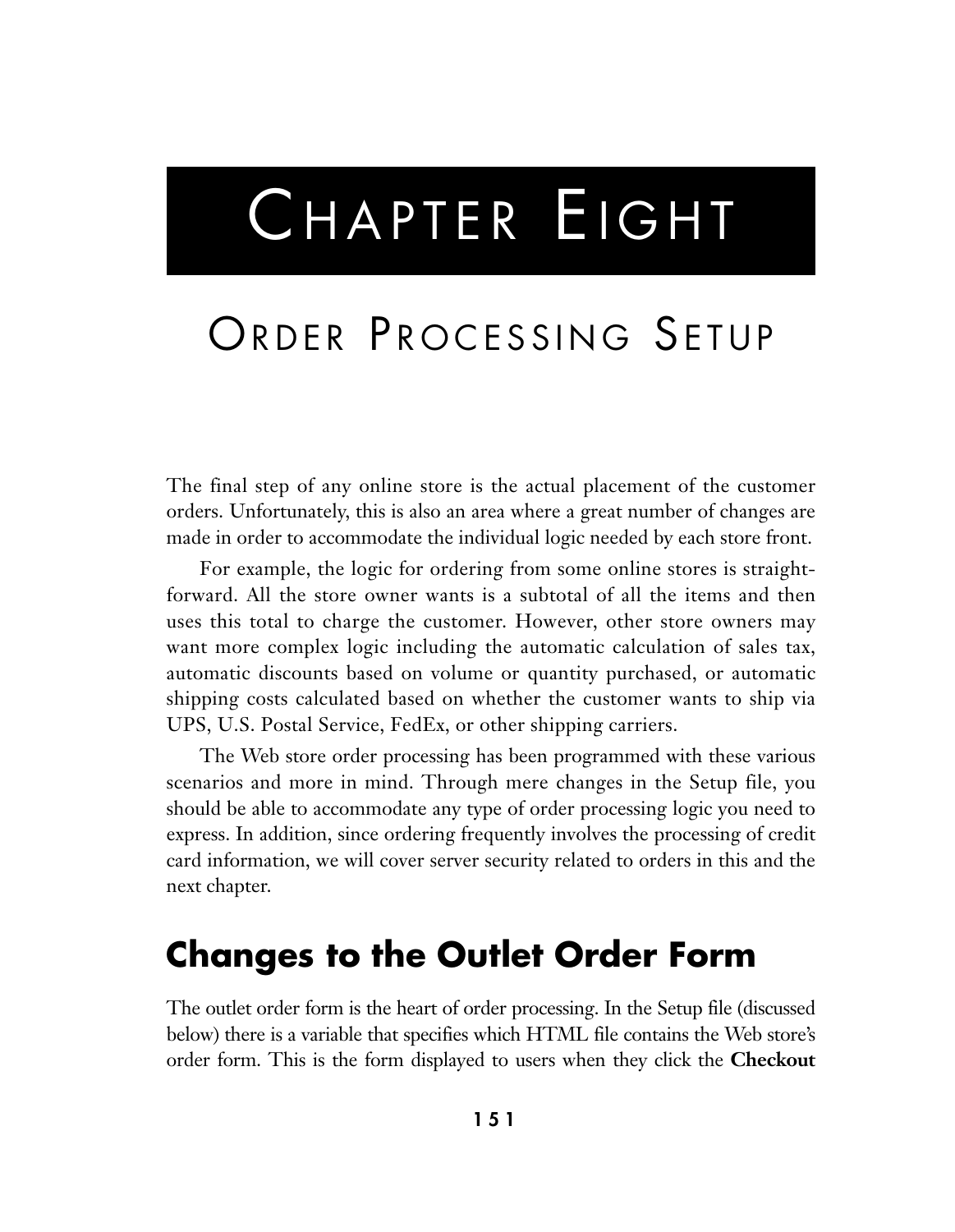# Chapter Eight

# Order Processing Setup

The final step of any online store is the actual placement of the customer orders. Unfortunately, this is also an area where a great number of changes are made in order to accommodate the individual logic needed by each store front.

For example, the logic for ordering from some online stores is straightforward. All the store owner wants is a subtotal of all the items and then uses this total to charge the customer. However, other store owners may want more complex logic including the automatic calculation of sales tax, automatic discounts based on volume or quantity purchased, or automatic shipping costs calculated based on whether the customer wants to ship via UPS, U.S. Postal Service, FedEx, or other shipping carriers.

The Web store order processing has been programmed with these various scenarios and more in mind. Through mere changes in the Setup file, you should be able to accommodate any type of order processing logic you need to express. In addition, since ordering frequently involves the processing of credit card information, we will cover server security related to orders in this and the next chapter.

## Changes to the Outlet Order Form

The outlet order form is the heart of order processing. In the Setup file (discussed below) there is a variable that specifies which HTML file contains the Web store's order form. This is the form displayed to users when they click the **Checkout**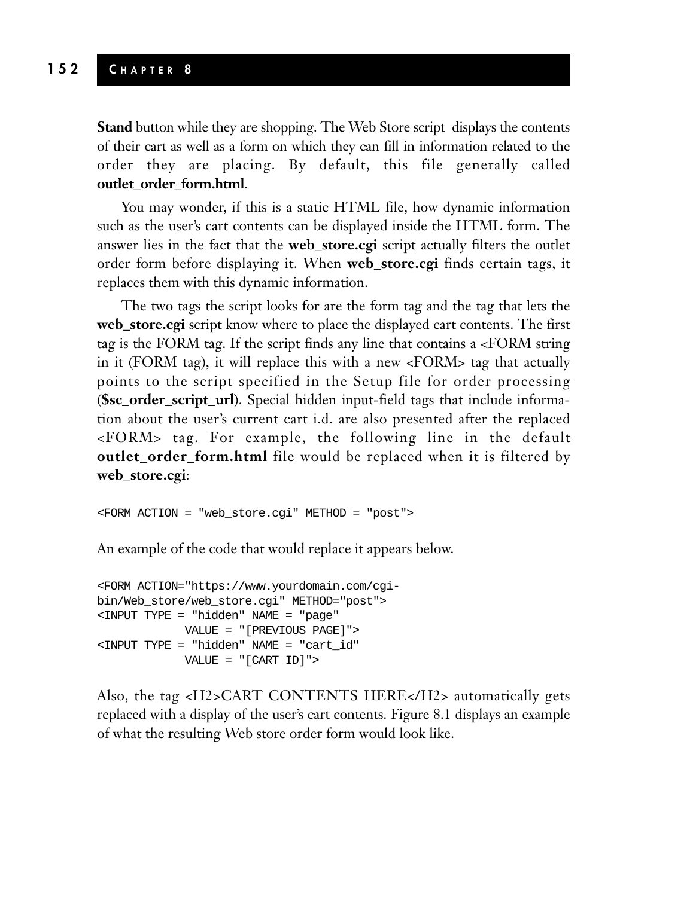**Stand** button while they are shopping. The Web Store script displays the contents of their cart as well as a form on which they can fill in information related to the order they are placing. By default, this file generally called **outlet_order_form.html**.

You may wonder, if this is a static HTML file, how dynamic information such as the user's cart contents can be displayed inside the HTML form. The answer lies in the fact that the **web_store.cgi** script actually filters the outlet order form before displaying it. When **web_store.cgi** finds certain tags, it replaces them with this dynamic information.

The two tags the script looks for are the form tag and the tag that lets the **web_store.cgi** script know where to place the displayed cart contents. The first tag is the FORM tag. If the script finds any line that contains a <FORM string in it (FORM tag), it will replace this with a new <FORM> tag that actually points to the script specified in the Setup file for order processing (**$sc_order_script_url**). Special hidden input-field tags that include information about the user's current cart i.d. are also presented after the replaced <FORM> tag. For example, the following line in the default **outlet_order_form.html** file would be replaced when it is filtered by **web_store.cgi**:

```
<FORM ACTION = "web_store.cgi" METHOD = "post">
```

An example of the code that would replace it appears below.

```
<FORM ACTION="https://www.yourdomain.com/cgi-
bin/Web_store/web_store.cgi" METHOD="post">
<INPUT TYPE = "hidden" NAME = "page"
            VALUE = "[PREVIOUS PAGE]">
<INPUT TYPE = "hidden" NAME = "cart_id"
            VALUE = "[CART ID]">
```

Also, the tag <H2>CART CONTENTS HERE</H2> automatically gets replaced with a display of the user's cart contents. Figure 8.1 displays an example of what the resulting Web store order form would look like.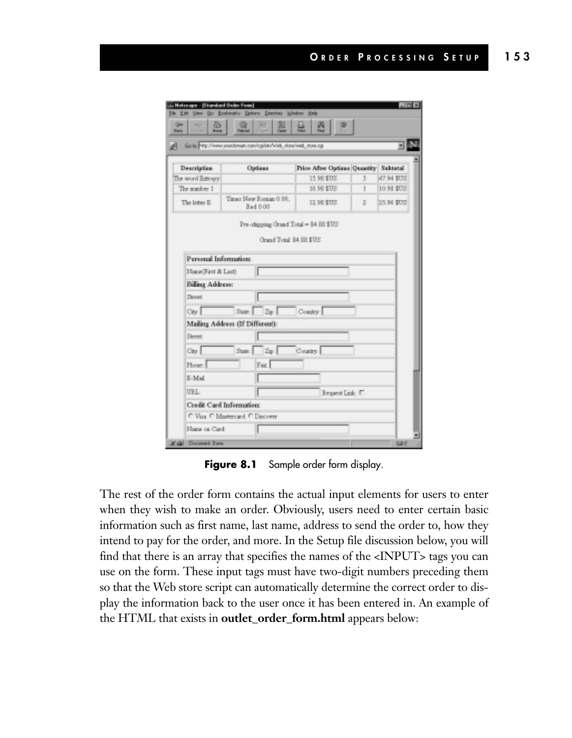Figure 8.1 Sample order form display.

The rest of the order form contains the actual input elements for users to enter when they wish to make an order. Obviously, users need to enter certain basic information such as first name, last name, address to send the order to, how they intend to pay for the order, and more. In the Setup file discussion below, you will find that there is an array that specifies the names of the <INPUT> tags you can use on the form. These input tags must have two-digit numbers preceding them so that the Web store script can automatically determine the correct order to display the information back to the user once it has been entered in. An example of the HTML that exists in **outlet_order_form.html** appears below: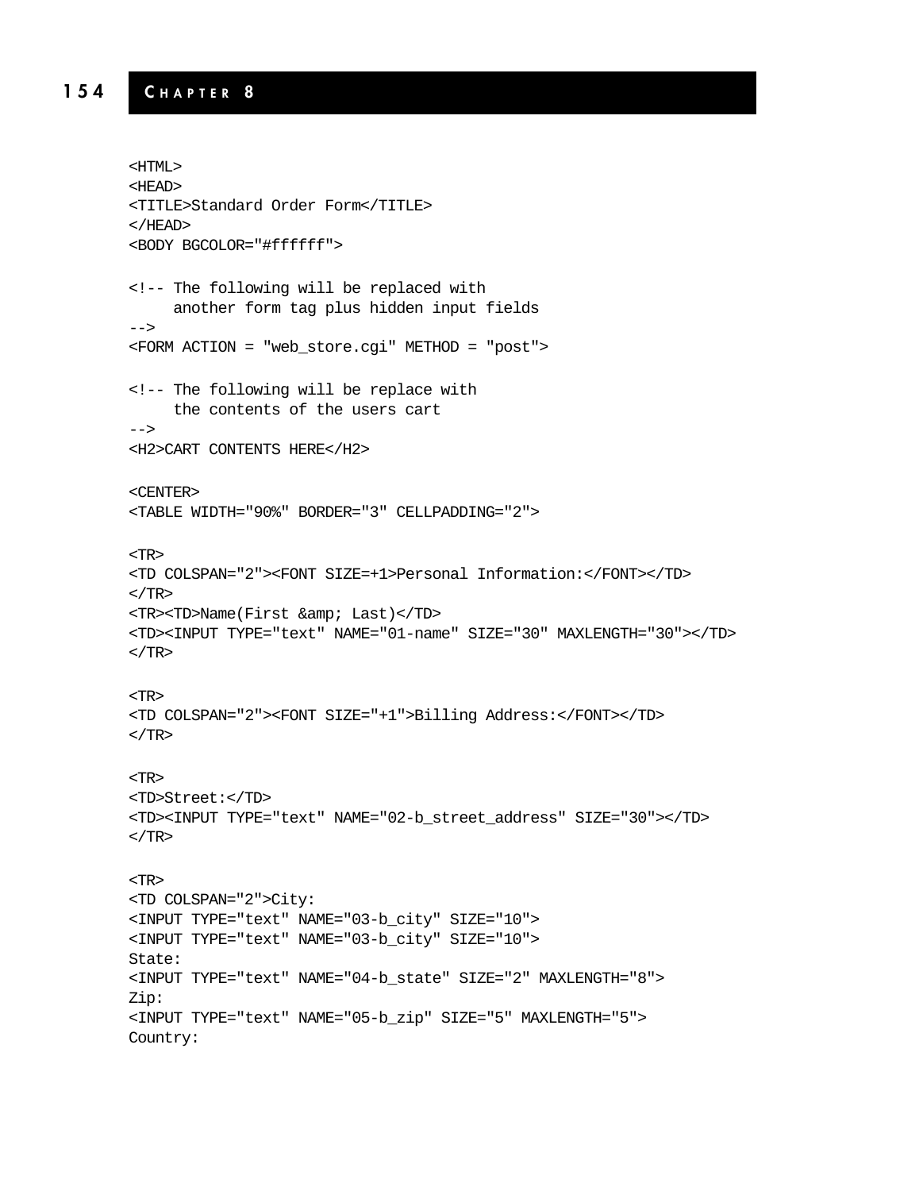```
<HTML>
<HEAD>
<TITLE>Standard Order Form</TITLE>
</HEAD>
<BODY BGCOLOR="#ffffff">

<!-- The following will be replaced with
     another form tag plus hidden input fields
-->
<FORM ACTION = "web_store.cgi" METHOD = "post">

<!-- The following will be replace with
     the contents of the users cart
-->
<H2>CART CONTENTS HERE</H2>

<CENTER>
<TABLE WIDTH="90%" BORDER="3" CELLPADDING="2">

<TR>
<TD COLSPAN="2"><FONT SIZE=+1>Personal Information:</FONT></TD>
</TR>
<TR><TD>Name(First &amp; Last)</TD>
<TD><INPUT TYPE="text" NAME="01-name" SIZE="30" MAXLENGTH="30"></TD>
</TR>

<TR>
<TD COLSPAN="2"><FONT SIZE="+1">Billing Address:</FONT></TD>
</TR>

<TR>
<TD>Street:</TD>
<TD><INPUT TYPE="text" NAME="02-b_street_address" SIZE="30"></TD>
</TR>

<TR>
<TD COLSPAN="2">City:
<INPUT TYPE="text" NAME="03-b_city" SIZE="10">
<INPUT TYPE="text" NAME="03-b_city" SIZE="10">
State:
<INPUT TYPE="text" NAME="04-b_state" SIZE="2" MAXLENGTH="8">
Zip:
<INPUT TYPE="text" NAME="05-b_zip" SIZE="5" MAXLENGTH="5">
Country:
```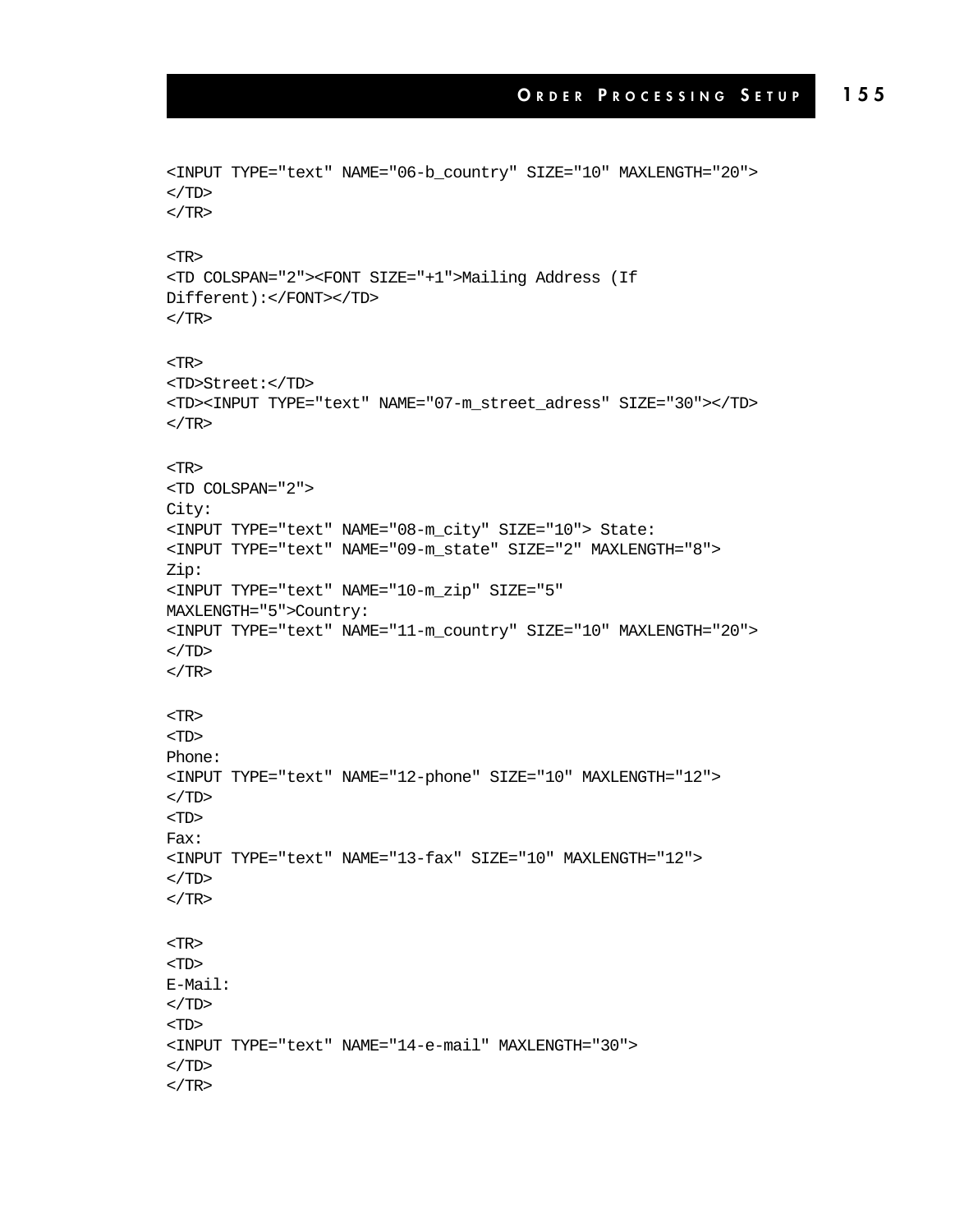```
<INPUT TYPE="text" NAME="06-b_country" SIZE="10" MAXLENGTH="20">
</TD>
</TR>

<TR>
<TD COLSPAN="2"><FONT SIZE="+1">Mailing Address (If
Different):</FONT></TD>
</TR>

<TR>
<TD>Street:</TD>
<TD><INPUT TYPE="text" NAME="07-m_street_adress" SIZE="30"></TD>
</TR>

<TR>
<TD COLSPAN="2">
City:
<INPUT TYPE="text" NAME="08-m_city" SIZE="10"> State:
<INPUT TYPE="text" NAME="09-m_state" SIZE="2" MAXLENGTH="8">
Zip:
<INPUT TYPE="text" NAME="10-m_zip" SIZE="5"
MAXLENGTH="5">Country:
<INPUT TYPE="text" NAME="11-m_country" SIZE="10" MAXLENGTH="20">
</TD>
</TR>

<TR>
<TD>
Phone:
<INPUT TYPE="text" NAME="12-phone" SIZE="10" MAXLENGTH="12">
</TD>
<TD>
Fax:
<INPUT TYPE="text" NAME="13-fax" SIZE="10" MAXLENGTH="12">
</TD>
</TR>

<TR>
<TD>
E-Mail:
</TD>
<TD>
<INPUT TYPE="text" NAME="14-e-mail" MAXLENGTH="30">
</TD>
</TR>
```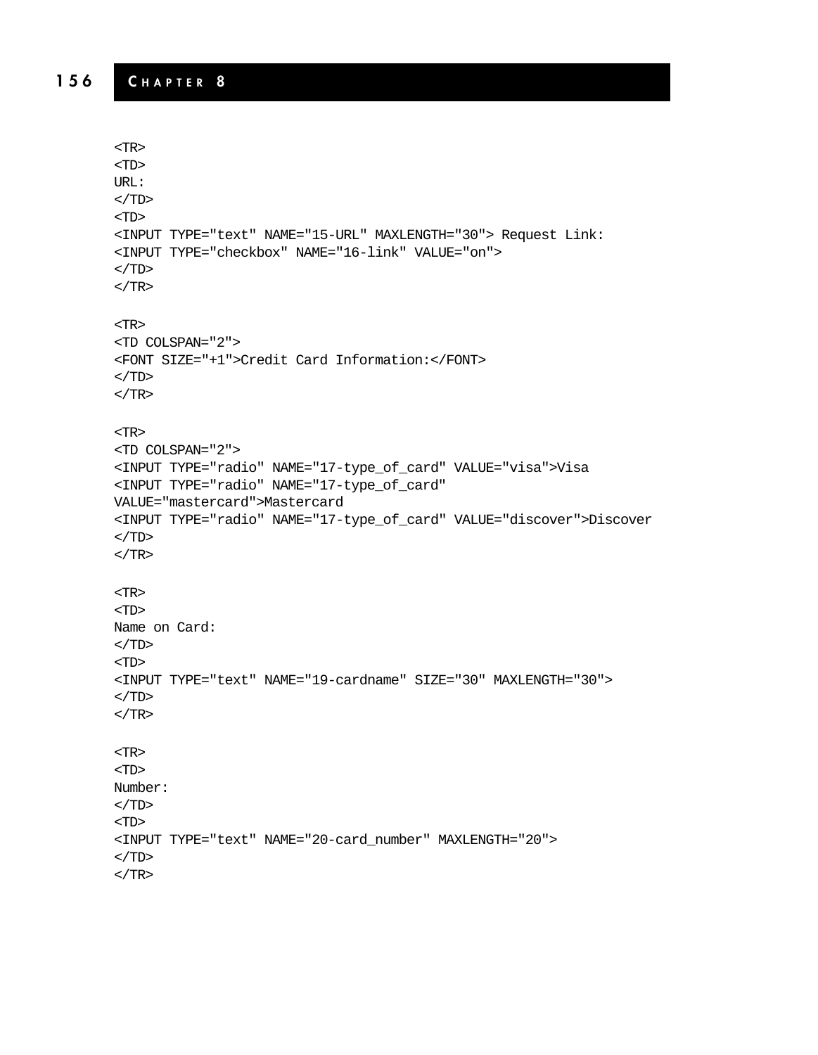```
<TR>
<TD>
URL:
</TD>
<TD>
<INPUT TYPE="text" NAME="15-URL" MAXLENGTH="30"> Request Link:
<INPUT TYPE="checkbox" NAME="16-link" VALUE="on">
</TD>
</TR>

<TR>
<TD COLSPAN="2">
<FONT SIZE="+1">Credit Card Information:</FONT>
</TD>
</TR>

<TR>
<TD COLSPAN="2">
<INPUT TYPE="radio" NAME="17-type_of_card" VALUE="visa">Visa
<INPUT TYPE="radio" NAME="17-type_of_card"
VALUE="mastercard">Mastercard
<INPUT TYPE="radio" NAME="17-type_of_card" VALUE="discover">Discover
</TD>
</TR>

<TR>
<TD>
Name on Card:
</TD>
<TD>
<INPUT TYPE="text" NAME="19-cardname" SIZE="30" MAXLENGTH="30">
</TD>
</TR>

<TR>
<TD>
Number:
</TD>
<TD>
<INPUT TYPE="text" NAME="20-card_number" MAXLENGTH="20">
</TD>
</TR>
```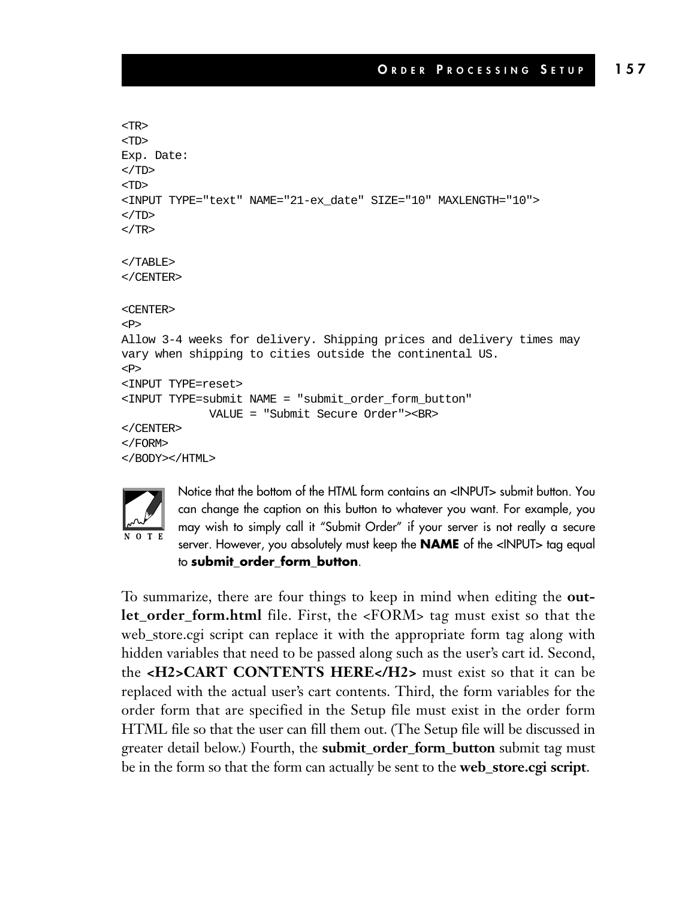```
<TR>
<TD>
Exp. Date:
</TD>
<TD>
<INPUT TYPE="text" NAME="21-ex_date" SIZE="10" MAXLENGTH="10">
</TD>
</TR>

</TABLE>
</CENTER>

<CENTER>
<P>
Allow 3-4 weeks for delivery. Shipping prices and delivery times may
vary when shipping to cities outside the continental US.
<P>
<INPUT TYPE=reset>
<INPUT TYPE=submit NAME = "submit_order_form_button"
           VALUE = "Submit Secure Order"><BR>
</CENTER>
</FORM>
</BODY></HTML>
```

> **NOTE**
>
> Notice that the bottom of the HTML form contains an <INPUT> submit button. You can change the caption on this button to whatever you want. For example, you may wish to simply call it "Submit Order" if your server is not really a secure server. However, you absolutely must keep the **NAME** of the <INPUT> tag equal to **submit_order_form_button**.

To summarize, there are four things to keep in mind when editing the **outlet_order_form.html** file. First, the <FORM> tag must exist so that the web_store.cgi script can replace it with the appropriate form tag along with hidden variables that need to be passed along such as the user's cart id. Second, the **<H2>CART CONTENTS HERE</H2>** must exist so that it can be replaced with the actual user's cart contents. Third, the form variables for the order form that are specified in the Setup file must exist in the order form HTML file so that the user can fill them out. (The Setup file will be discussed in greater detail below.) Fourth, the **submit_order_form_button** submit tag must be in the form so that the form can actually be sent to the **web_store.cgi script**.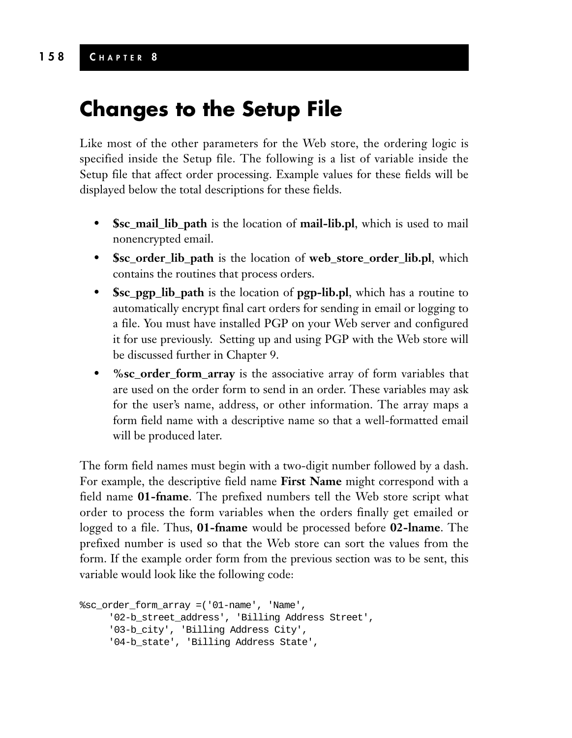## Changes to the Setup File

Like most of the other parameters for the Web store, the ordering logic is specified inside the Setup file. The following is a list of variable inside the Setup file that affect order processing. Example values for these fields will be displayed below the total descriptions for these fields.

- **$sc_mail_lib_path** is the location of **mail-lib.pl**, which is used to mail nonencrypted email.
- **$sc_order_lib_path** is the location of **web_store_order_lib.pl**, which contains the routines that process orders.
- **$sc_pgp_lib_path** is the location of **pgp-lib.pl**, which has a routine to automatically encrypt final cart orders for sending in email or logging to a file. You must have installed PGP on your Web server and configured it for use previously. Setting up and using PGP with the Web store will be discussed further in Chapter 9.
- **%sc_order_form_array** is the associative array of form variables that are used on the order form to send in an order. These variables may ask for the user's name, address, or other information. The array maps a form field name with a descriptive name so that a well-formatted email will be produced later.

The form field names must begin with a two-digit number followed by a dash. For example, the descriptive field name **First Name** might correspond with a field name **01-fname**. The prefixed numbers tell the Web store script what order to process the form variables when the orders finally get emailed or logged to a file. Thus, **01-fname** would be processed before **02-lname**. The prefixed number is used so that the Web store can sort the values from the form. If the example order form from the previous section was to be sent, this variable would look like the following code:

```
%sc_order_form_array =('01-name', 'Name',
     '02-b_street_address', 'Billing Address Street',
     '03-b_city', 'Billing Address City',
     '04-b_state', 'Billing Address State',
```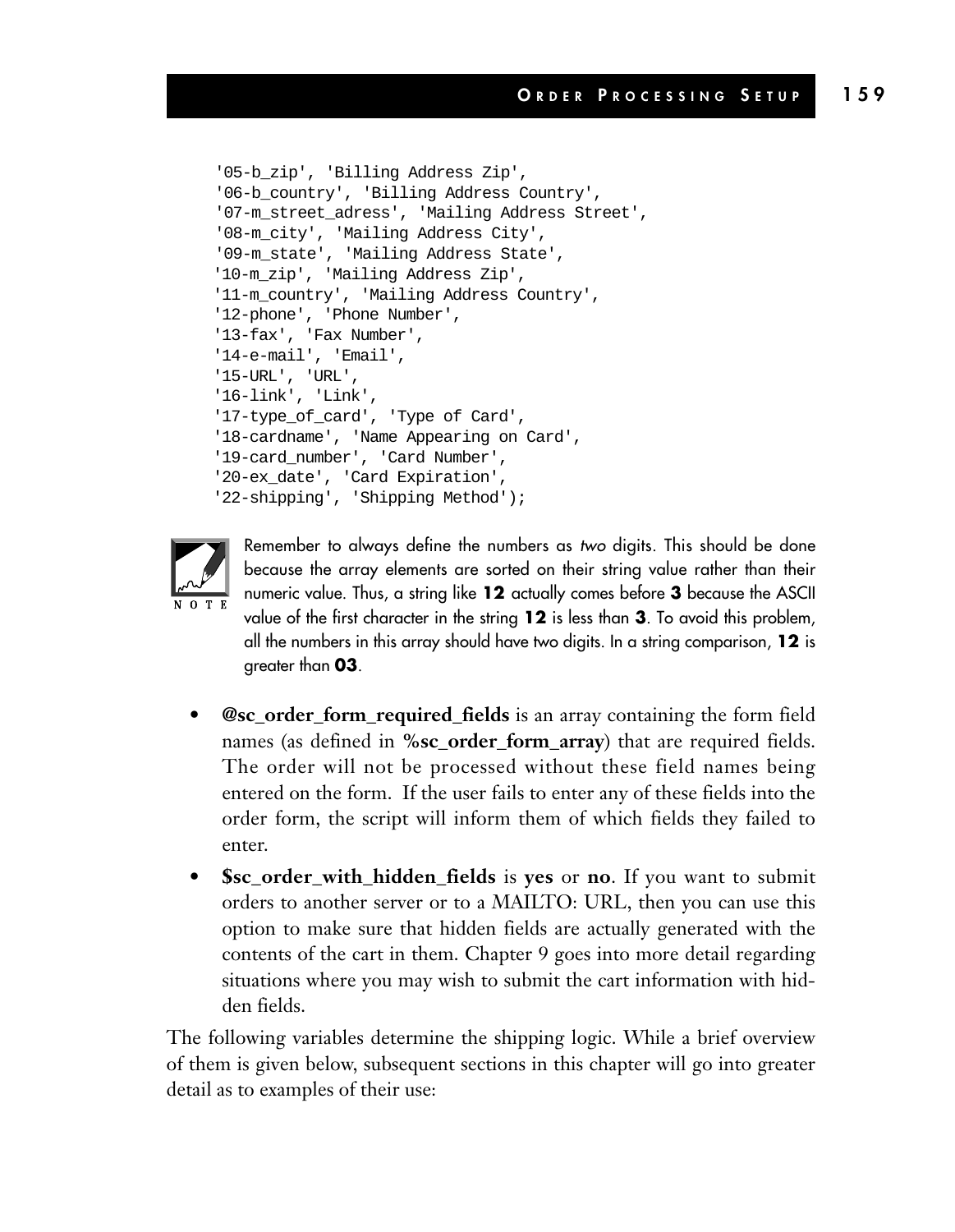```
'05-b_zip', 'Billing Address Zip',
'06-b_country', 'Billing Address Country',
'07-m_street_adress', 'Mailing Address Street',
'08-m_city', 'Mailing Address City',
'09-m_state', 'Mailing Address State',
'10-m_zip', 'Mailing Address Zip',
'11-m_country', 'Mailing Address Country',
'12-phone', 'Phone Number',
'13-fax', 'Fax Number',
'14-e-mail', 'Email',
'15-URL', 'URL',
'16-link', 'Link',
'17-type_of_card', 'Type of Card',
'18-cardname', 'Name Appearing on Card',
'19-card_number', 'Card Number',
'20-ex_date', 'Card Expiration',
'22-shipping', 'Shipping Method');
```

NOTE

Remember to always define the numbers as *two* digits. This should be done because the array elements are sorted on their string value rather than their numeric value. Thus, a string like **12** actually comes before **3** because the ASCII value of the first character in the string **12** is less than **3**. To avoid this problem, all the numbers in this array should have two digits. In a string comparison, **12** is greater than **03**.

- **@sc_order_form_required_fields** is an array containing the form field names (as defined in **%sc_order_form_array**) that are required fields. The order will not be processed without these field names being entered on the form. If the user fails to enter any of these fields into the order form, the script will inform them of which fields they failed to enter.
- **$sc_order_with_hidden_fields** is **yes** or **no**. If you want to submit orders to another server or to a MAILTO: URL, then you can use this option to make sure that hidden fields are actually generated with the contents of the cart in them. Chapter 9 goes into more detail regarding situations where you may wish to submit the cart information with hidden fields.

The following variables determine the shipping logic. While a brief overview of them is given below, subsequent sections in this chapter will go into greater detail as to examples of their use: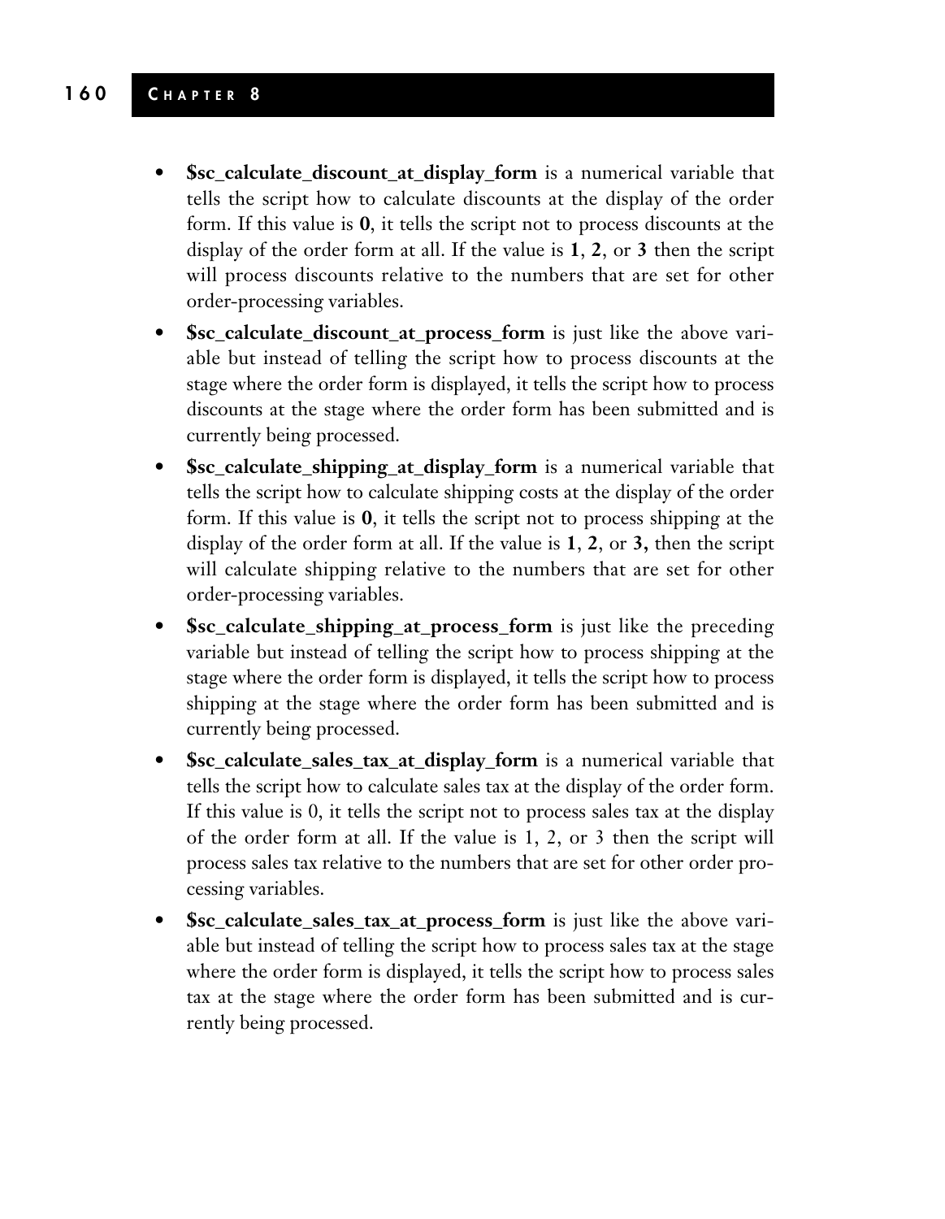- **$sc_calculate_discount_at_display_form** is a numerical variable that tells the script how to calculate discounts at the display of the order form. If this value is **0**, it tells the script not to process discounts at the display of the order form at all. If the value is **1**, **2**, or **3** then the script will process discounts relative to the numbers that are set for other order-processing variables.
- **$sc_calculate_discount_at_process_form** is just like the above variable but instead of telling the script how to process discounts at the stage where the order form is displayed, it tells the script how to process discounts at the stage where the order form has been submitted and is currently being processed.
- **$sc_calculate_shipping_at_display_form** is a numerical variable that tells the script how to calculate shipping costs at the display of the order form. If this value is **0**, it tells the script not to process shipping at the display of the order form at all. If the value is **1**, **2**, or **3,** then the script will calculate shipping relative to the numbers that are set for other order-processing variables.
- **$sc_calculate_shipping_at_process_form** is just like the preceding variable but instead of telling the script how to process shipping at the stage where the order form is displayed, it tells the script how to process shipping at the stage where the order form has been submitted and is currently being processed.
- **$sc_calculate_sales_tax_at_display_form** is a numerical variable that tells the script how to calculate sales tax at the display of the order form. If this value is 0, it tells the script not to process sales tax at the display of the order form at all. If the value is 1, 2, or 3 then the script will process sales tax relative to the numbers that are set for other order processing variables.
- **$sc_calculate_sales_tax_at_process_form** is just like the above variable but instead of telling the script how to process sales tax at the stage where the order form is displayed, it tells the script how to process sales tax at the stage where the order form has been submitted and is currently being processed.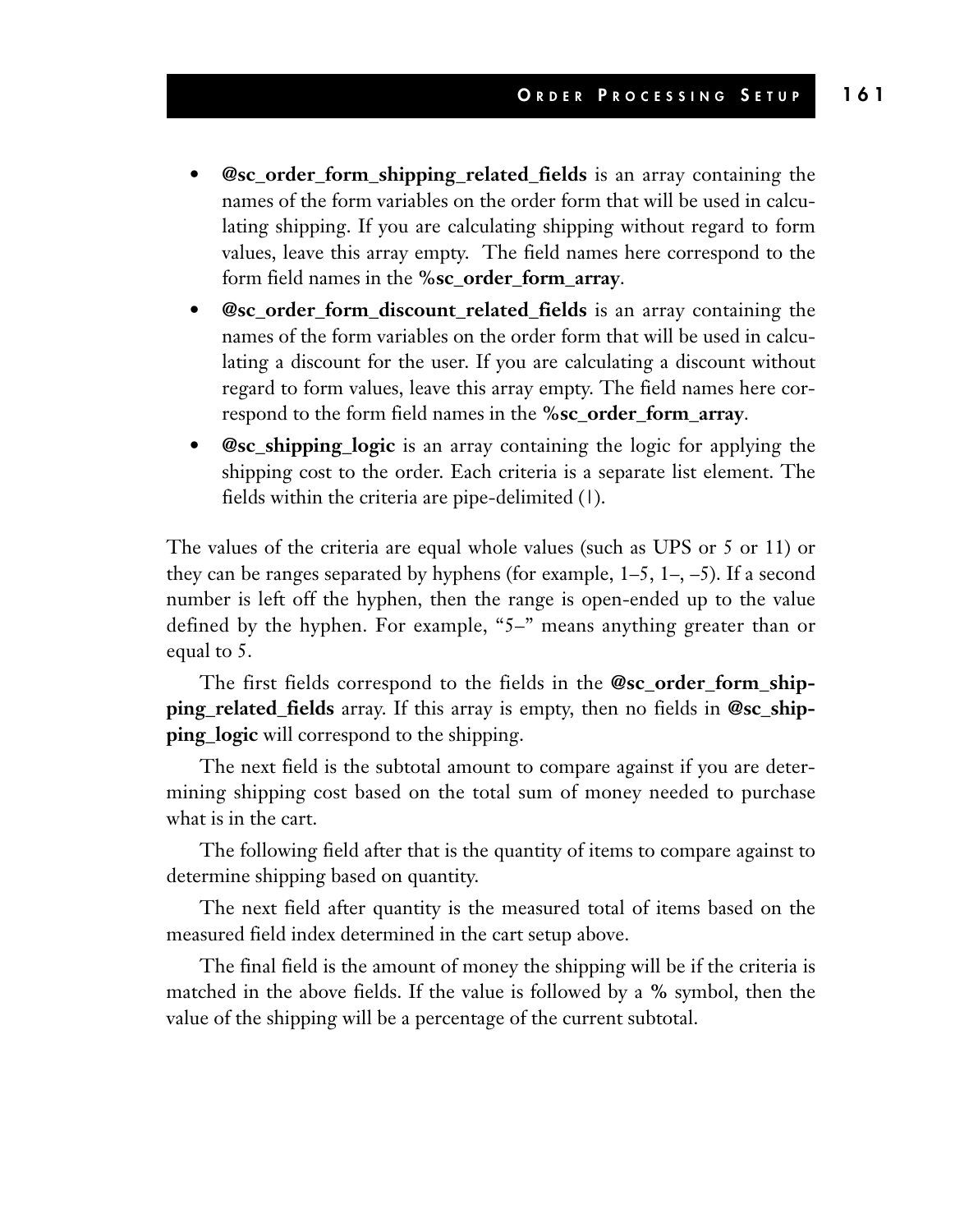- **@sc_order_form_shipping_related_fields** is an array containing the names of the form variables on the order form that will be used in calculating shipping. If you are calculating shipping without regard to form values, leave this array empty. The field names here correspond to the form field names in the **%sc_order_form_array**.
- **@sc_order_form_discount_related_fields** is an array containing the names of the form variables on the order form that will be used in calculating a discount for the user. If you are calculating a discount without regard to form values, leave this array empty. The field names here correspond to the form field names in the **%sc_order_form_array**.
- **@sc_shipping_logic** is an array containing the logic for applying the shipping cost to the order. Each criteria is a separate list element. The fields within the criteria are pipe-delimited (|).

The values of the criteria are equal whole values (such as UPS or 5 or 11) or they can be ranges separated by hyphens (for example, 1–5, 1–, –5). If a second number is left off the hyphen, then the range is open-ended up to the value defined by the hyphen. For example, "5–" means anything greater than or equal to 5.

The first fields correspond to the fields in the **@sc_order_form_shipping_related_fields** array. If this array is empty, then no fields in **@sc_shipping_logic** will correspond to the shipping.

The next field is the subtotal amount to compare against if you are determining shipping cost based on the total sum of money needed to purchase what is in the cart.

The following field after that is the quantity of items to compare against to determine shipping based on quantity.

The next field after quantity is the measured total of items based on the measured field index determined in the cart setup above.

The final field is the amount of money the shipping will be if the criteria is matched in the above fields. If the value is followed by a **%** symbol, then the value of the shipping will be a percentage of the current subtotal.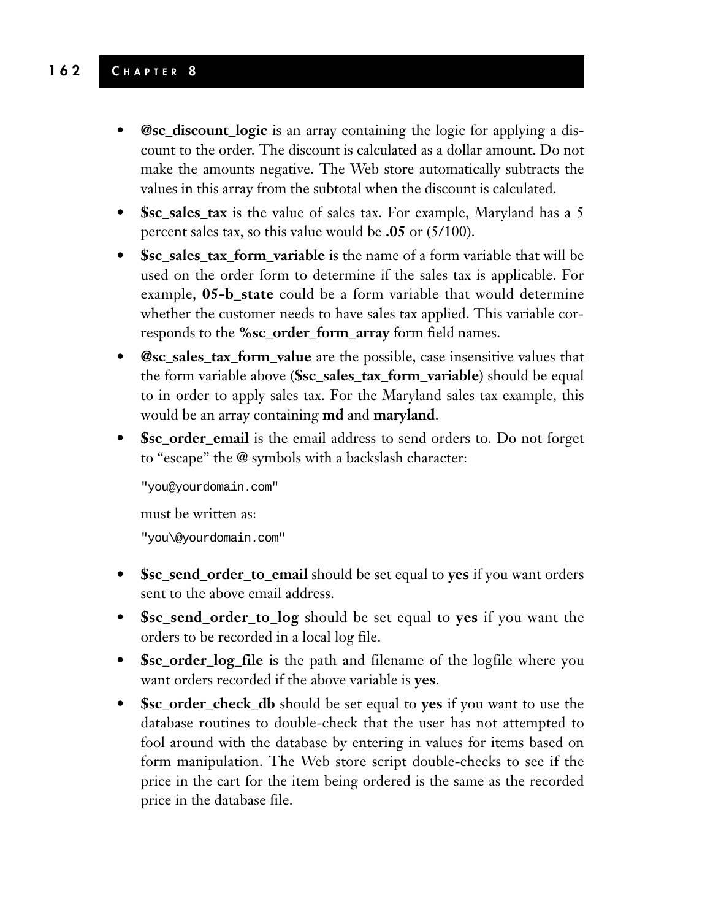- **@sc_discount_logic** is an array containing the logic for applying a discount to the order. The discount is calculated as a dollar amount. Do not make the amounts negative. The Web store automatically subtracts the values in this array from the subtotal when the discount is calculated.
- **$sc_sales_tax** is the value of sales tax. For example, Maryland has a 5 percent sales tax, so this value would be **.05** or (5/100).
- **$sc_sales_tax_form_variable** is the name of a form variable that will be used on the order form to determine if the sales tax is applicable. For example, **05-b_state** could be a form variable that would determine whether the customer needs to have sales tax applied. This variable corresponds to the **%sc_order_form_array** form field names.
- **@sc_sales_tax_form_value** are the possible, case insensitive values that the form variable above (**$sc_sales_tax_form_variable**) should be equal to in order to apply sales tax. For the Maryland sales tax example, this would be an array containing **md** and **maryland**.
- **$sc_order_email** is the email address to send orders to. Do not forget to "escape" the @ symbols with a backslash character:

  ```
  "you@yourdomain.com"
  ```

  must be written as:

  ```
  "you\@yourdomain.com"
  ```

- **$sc_send_order_to_email** should be set equal to **yes** if you want orders sent to the above email address.
- **$sc_send_order_to_log** should be set equal to **yes** if you want the orders to be recorded in a local log file.
- **$sc_order_log_file** is the path and filename of the logfile where you want orders recorded if the above variable is **yes**.
- **$sc_order_check_db** should be set equal to **yes** if you want to use the database routines to double-check that the user has not attempted to fool around with the database by entering in values for items based on form manipulation. The Web store script double-checks to see if the price in the cart for the item being ordered is the same as the recorded price in the database file.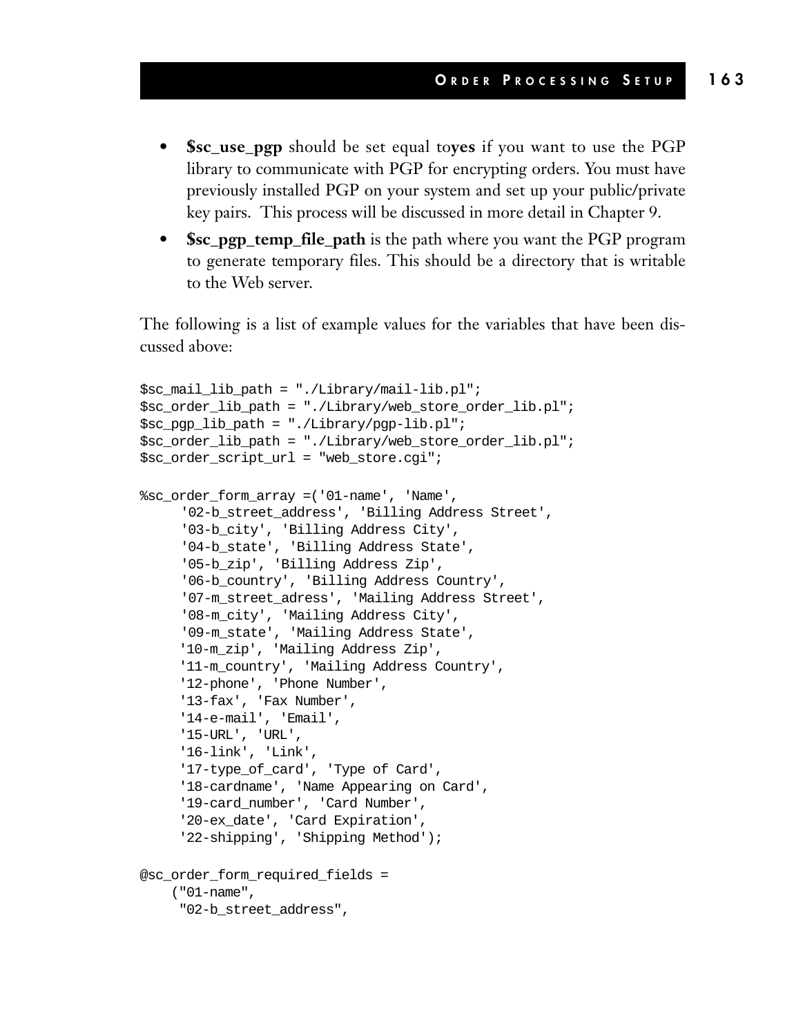- **$sc_use_pgp** should be set equal to**yes** if you want to use the PGP library to communicate with PGP for encrypting orders. You must have previously installed PGP on your system and set up your public/private key pairs. This process will be discussed in more detail in Chapter 9.
- **$sc_pgp_temp_file_path** is the path where you want the PGP program to generate temporary files. This should be a directory that is writable to the Web server.

The following is a list of example values for the variables that have been discussed above:

```
$sc_mail_lib_path = "./Library/mail-lib.pl";
$sc_order_lib_path = "./Library/web_store_order_lib.pl";
$sc_pgp_lib_path = "./Library/pgp-lib.pl";
$sc_order_lib_path = "./Library/web_store_order_lib.pl";
$sc_order_script_url = "web_store.cgi";

%sc_order_form_array =('01-name', 'Name',
     '02-b_street_address', 'Billing Address Street',
     '03-b_city', 'Billing Address City',
     '04-b_state', 'Billing Address State',
     '05-b_zip', 'Billing Address Zip',
     '06-b_country', 'Billing Address Country',
     '07-m_street_adress', 'Mailing Address Street',
     '08-m_city', 'Mailing Address City',
     '09-m_state', 'Mailing Address State',
     '10-m_zip', 'Mailing Address Zip',
     '11-m_country', 'Mailing Address Country',
     '12-phone', 'Phone Number',
     '13-fax', 'Fax Number',
     '14-e-mail', 'Email',
     '15-URL', 'URL',
     '16-link', 'Link',
     '17-type_of_card', 'Type of Card',
     '18-cardname', 'Name Appearing on Card',
     '19-card_number', 'Card Number',
     '20-ex_date', 'Card Expiration',
     '22-shipping', 'Shipping Method');

@sc_order_form_required_fields =
    ("01-name",
     "02-b_street_address",
```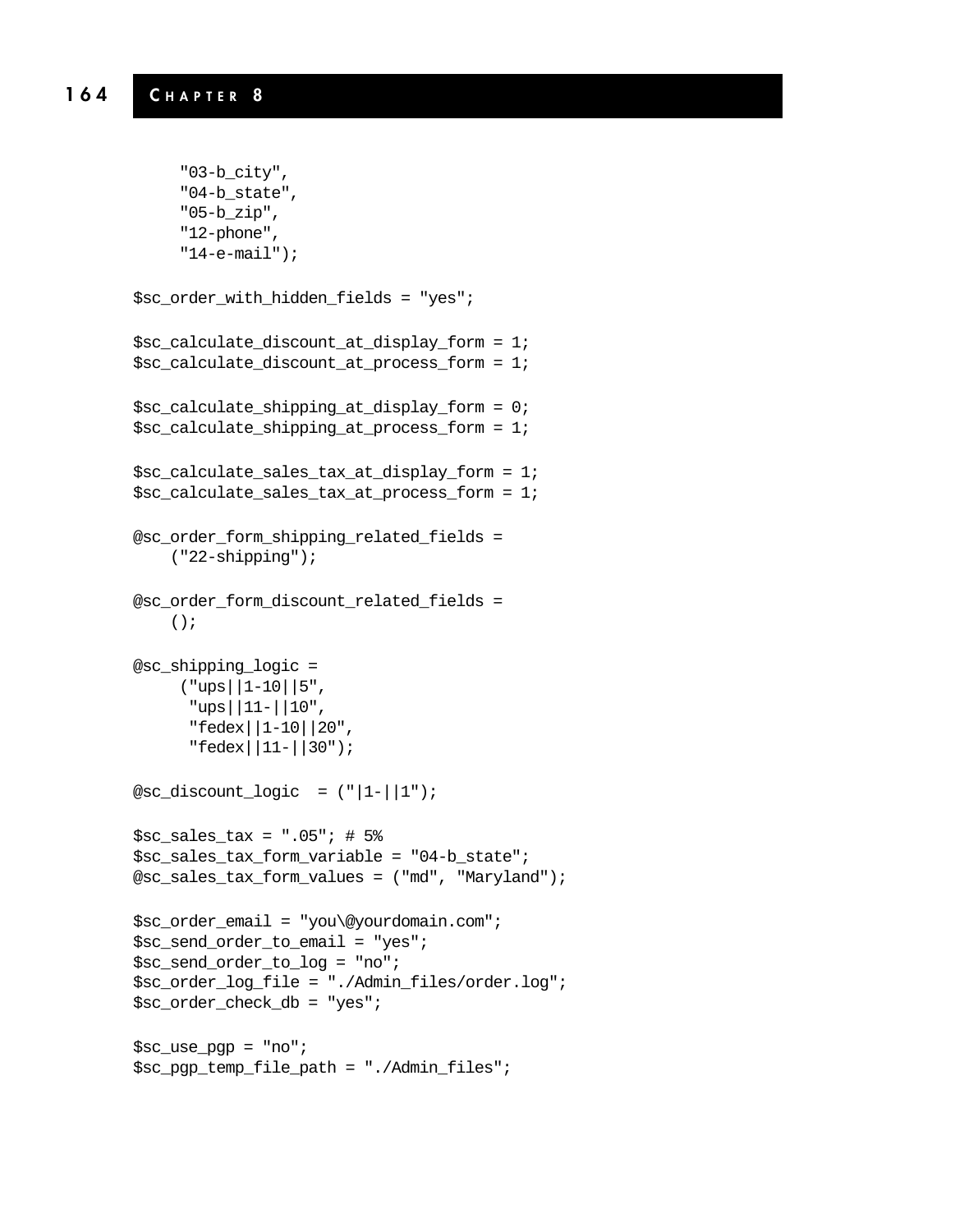```
     "03-b_city",
     "04-b_state",
     "05-b_zip",
     "12-phone",
     "14-e-mail");

$sc_order_with_hidden_fields = "yes";

$sc_calculate_discount_at_display_form = 1;
$sc_calculate_discount_at_process_form = 1;

$sc_calculate_shipping_at_display_form = 0;
$sc_calculate_shipping_at_process_form = 1;

$sc_calculate_sales_tax_at_display_form = 1;
$sc_calculate_sales_tax_at_process_form = 1;

@sc_order_form_shipping_related_fields =
    ("22-shipping");

@sc_order_form_discount_related_fields =
    ();

@sc_shipping_logic =
     ("ups||1-10||5",
      "ups||11-||10",
      "fedex||1-10||20",
      "fedex||11-||30");

@sc_discount_logic  = ("|1-||1");

$sc_sales_tax = ".05"; # 5%
$sc_sales_tax_form_variable = "04-b_state";
@sc_sales_tax_form_values = ("md", "Maryland");

$sc_order_email = "you\@yourdomain.com";
$sc_send_order_to_email = "yes";
$sc_send_order_to_log = "no";
$sc_order_log_file = "./Admin_files/order.log";
$sc_order_check_db = "yes";

$sc_use_pgp = "no";
$sc_pgp_temp_file_path = "./Admin_files";
```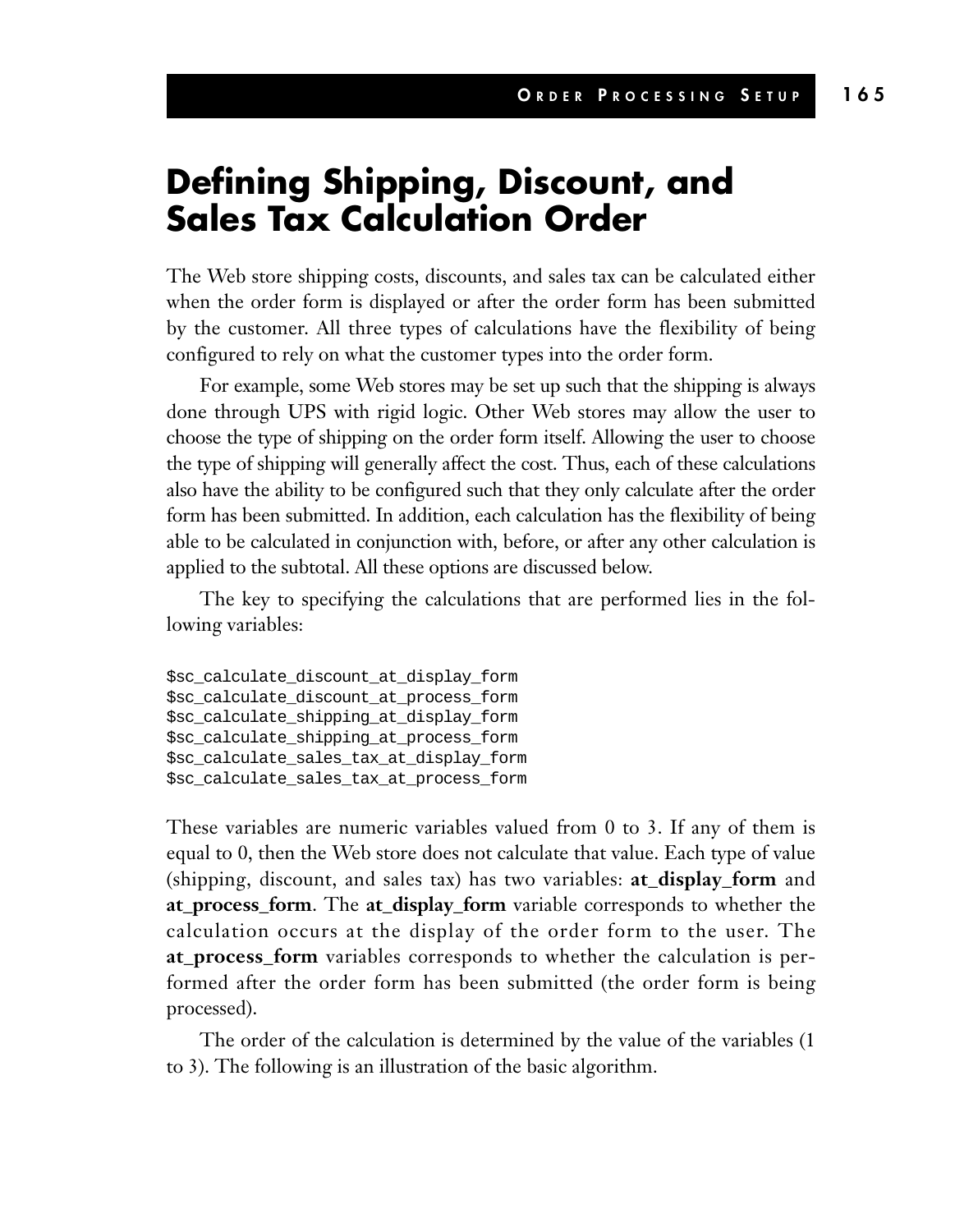# Defining Shipping, Discount, and Sales Tax Calculation Order

The Web store shipping costs, discounts, and sales tax can be calculated either when the order form is displayed or after the order form has been submitted by the customer. All three types of calculations have the flexibility of being configured to rely on what the customer types into the order form.

For example, some Web stores may be set up such that the shipping is always done through UPS with rigid logic. Other Web stores may allow the user to choose the type of shipping on the order form itself. Allowing the user to choose the type of shipping will generally affect the cost. Thus, each of these calculations also have the ability to be configured such that they only calculate after the order form has been submitted. In addition, each calculation has the flexibility of being able to be calculated in conjunction with, before, or after any other calculation is applied to the subtotal. All these options are discussed below.

The key to specifying the calculations that are performed lies in the following variables:

```
$sc_calculate_discount_at_display_form
$sc_calculate_discount_at_process_form
$sc_calculate_shipping_at_display_form
$sc_calculate_shipping_at_process_form
$sc_calculate_sales_tax_at_display_form
$sc_calculate_sales_tax_at_process_form
```

These variables are numeric variables valued from 0 to 3. If any of them is equal to 0, then the Web store does not calculate that value. Each type of value (shipping, discount, and sales tax) has two variables: **at_display_form** and **at_process_form**. The **at_display_form** variable corresponds to whether the calculation occurs at the display of the order form to the user. The **at_process_form** variables corresponds to whether the calculation is performed after the order form has been submitted (the order form is being processed).

The order of the calculation is determined by the value of the variables (1 to 3). The following is an illustration of the basic algorithm.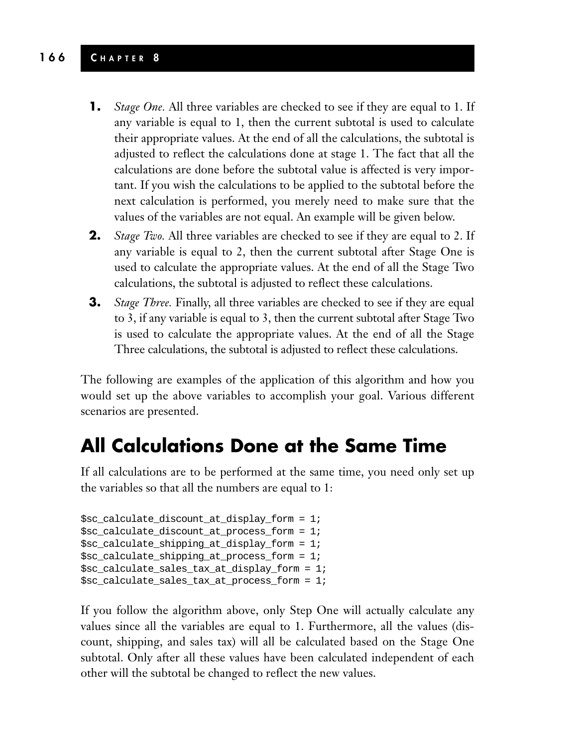1. *Stage One.* All three variables are checked to see if they are equal to 1. If any variable is equal to 1, then the current subtotal is used to calculate their appropriate values. At the end of all the calculations, the subtotal is adjusted to reflect the calculations done at stage 1. The fact that all the calculations are done before the subtotal value is affected is very important. If you wish the calculations to be applied to the subtotal before the next calculation is performed, you merely need to make sure that the values of the variables are not equal. An example will be given below.
2. *Stage Two.* All three variables are checked to see if they are equal to 2. If any variable is equal to 2, then the current subtotal after Stage One is used to calculate the appropriate values. At the end of all the Stage Two calculations, the subtotal is adjusted to reflect these calculations.
3. *Stage Three.* Finally, all three variables are checked to see if they are equal to 3, if any variable is equal to 3, then the current subtotal after Stage Two is used to calculate the appropriate values. At the end of all the Stage Three calculations, the subtotal is adjusted to reflect these calculations.

The following are examples of the application of this algorithm and how you would set up the above variables to accomplish your goal. Various different scenarios are presented.

## All Calculations Done at the Same Time

If all calculations are to be performed at the same time, you need only set up the variables so that all the numbers are equal to 1:

```
$sc_calculate_discount_at_display_form = 1;
$sc_calculate_discount_at_process_form = 1;
$sc_calculate_shipping_at_display_form = 1;
$sc_calculate_shipping_at_process_form = 1;
$sc_calculate_sales_tax_at_display_form = 1;
$sc_calculate_sales_tax_at_process_form = 1;
```

If you follow the algorithm above, only Step One will actually calculate any values since all the variables are equal to 1. Furthermore, all the values (discount, shipping, and sales tax) will all be calculated based on the Stage One subtotal. Only after all these values have been calculated independent of each other will the subtotal be changed to reflect the new values.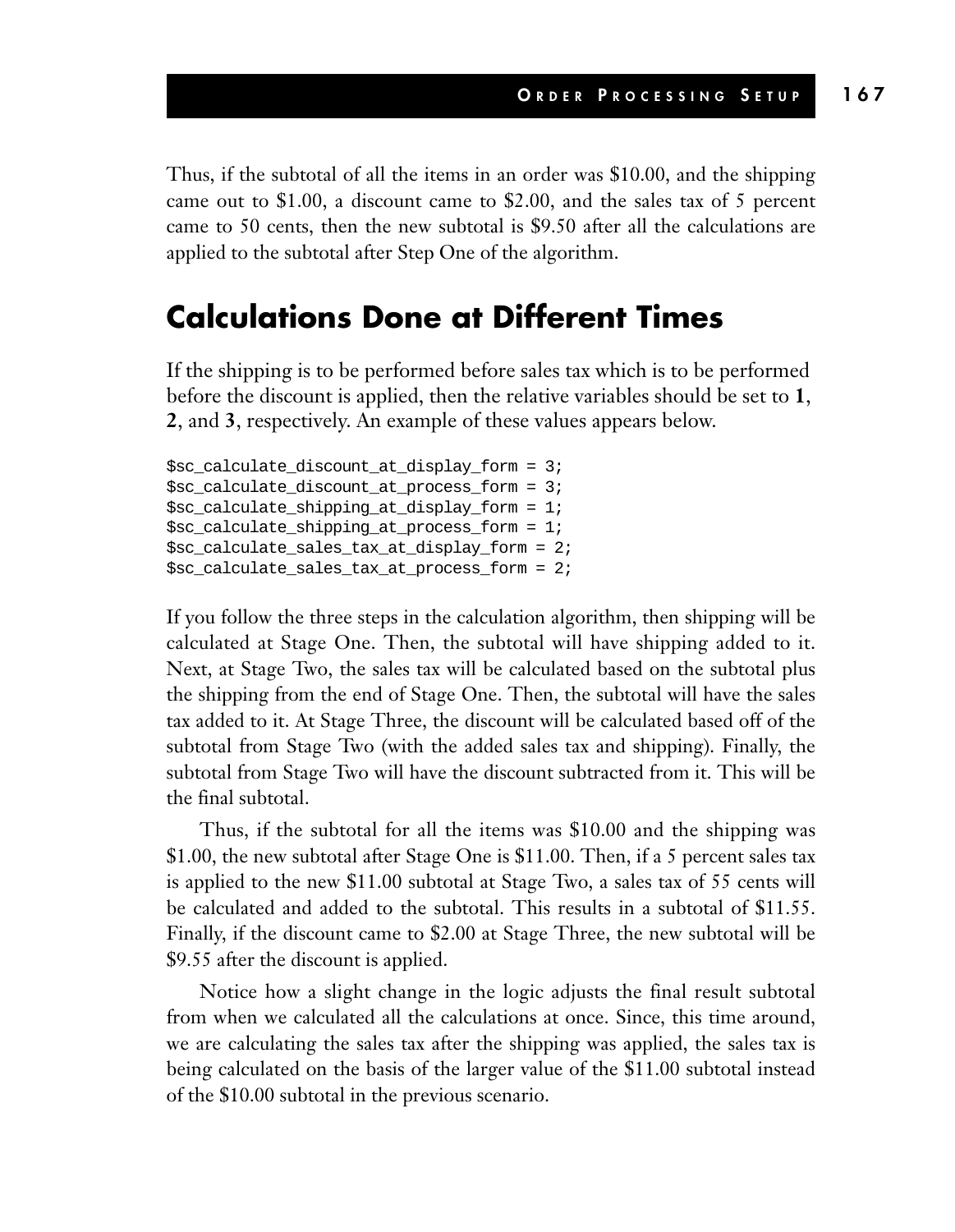Thus, if the subtotal of all the items in an order was $10.00, and the shipping came out to $1.00, a discount came to $2.00, and the sales tax of 5 percent came to 50 cents, then the new subtotal is $9.50 after all the calculations are applied to the subtotal after Step One of the algorithm.

## Calculations Done at Different Times

If the shipping is to be performed before sales tax which is to be performed before the discount is applied, then the relative variables should be set to **1**, **2**, and **3**, respectively. An example of these values appears below.

```
$sc_calculate_discount_at_display_form = 3;
$sc_calculate_discount_at_process_form = 3;
$sc_calculate_shipping_at_display_form = 1;
$sc_calculate_shipping_at_process_form = 1;
$sc_calculate_sales_tax_at_display_form = 2;
$sc_calculate_sales_tax_at_process_form = 2;
```

If you follow the three steps in the calculation algorithm, then shipping will be calculated at Stage One. Then, the subtotal will have shipping added to it. Next, at Stage Two, the sales tax will be calculated based on the subtotal plus the shipping from the end of Stage One. Then, the subtotal will have the sales tax added to it. At Stage Three, the discount will be calculated based off of the subtotal from Stage Two (with the added sales tax and shipping). Finally, the subtotal from Stage Two will have the discount subtracted from it. This will be the final subtotal.

Thus, if the subtotal for all the items was $10.00 and the shipping was $1.00, the new subtotal after Stage One is $11.00. Then, if a 5 percent sales tax is applied to the new $11.00 subtotal at Stage Two, a sales tax of 55 cents will be calculated and added to the subtotal. This results in a subtotal of $11.55. Finally, if the discount came to $2.00 at Stage Three, the new subtotal will be $9.55 after the discount is applied.

Notice how a slight change in the logic adjusts the final result subtotal from when we calculated all the calculations at once. Since, this time around, we are calculating the sales tax after the shipping was applied, the sales tax is being calculated on the basis of the larger value of the $11.00 subtotal instead of the $10.00 subtotal in the previous scenario.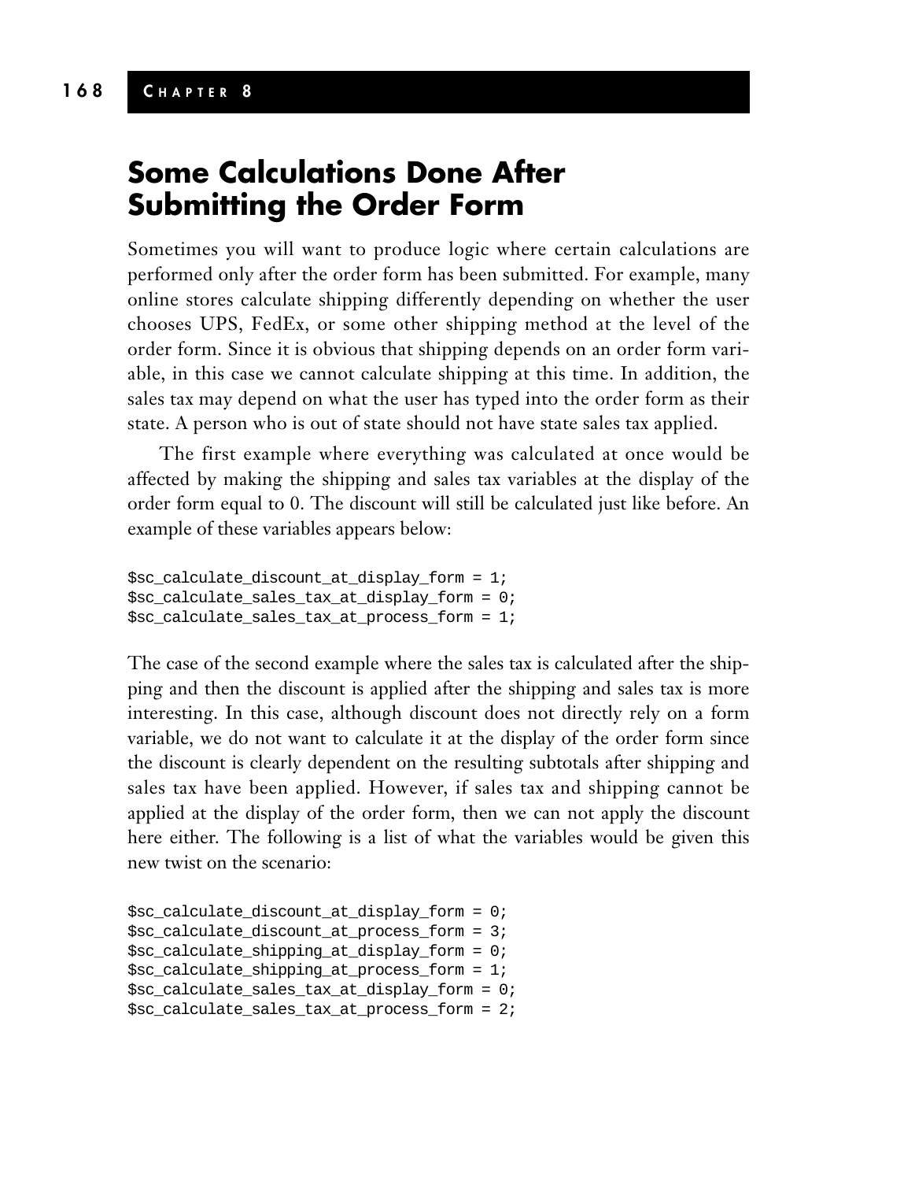## Some Calculations Done After Submitting the Order Form

Sometimes you will want to produce logic where certain calculations are performed only after the order form has been submitted. For example, many online stores calculate shipping differently depending on whether the user chooses UPS, FedEx, or some other shipping method at the level of the order form. Since it is obvious that shipping depends on an order form variable, in this case we cannot calculate shipping at this time. In addition, the sales tax may depend on what the user has typed into the order form as their state. A person who is out of state should not have state sales tax applied.

The first example where everything was calculated at once would be affected by making the shipping and sales tax variables at the display of the order form equal to 0. The discount will still be calculated just like before. An example of these variables appears below:

```
$sc_calculate_discount_at_display_form = 1;
$sc_calculate_sales_tax_at_display_form = 0;
$sc_calculate_sales_tax_at_process_form = 1;
```

The case of the second example where the sales tax is calculated after the shipping and then the discount is applied after the shipping and sales tax is more interesting. In this case, although discount does not directly rely on a form variable, we do not want to calculate it at the display of the order form since the discount is clearly dependent on the resulting subtotals after shipping and sales tax have been applied. However, if sales tax and shipping cannot be applied at the display of the order form, then we can not apply the discount here either. The following is a list of what the variables would be given this new twist on the scenario:

```
$sc_calculate_discount_at_display_form = 0;
$sc_calculate_discount_at_process_form = 3;
$sc_calculate_shipping_at_display_form = 0;
$sc_calculate_shipping_at_process_form = 1;
$sc_calculate_sales_tax_at_display_form = 0;
$sc_calculate_sales_tax_at_process_form = 2;
```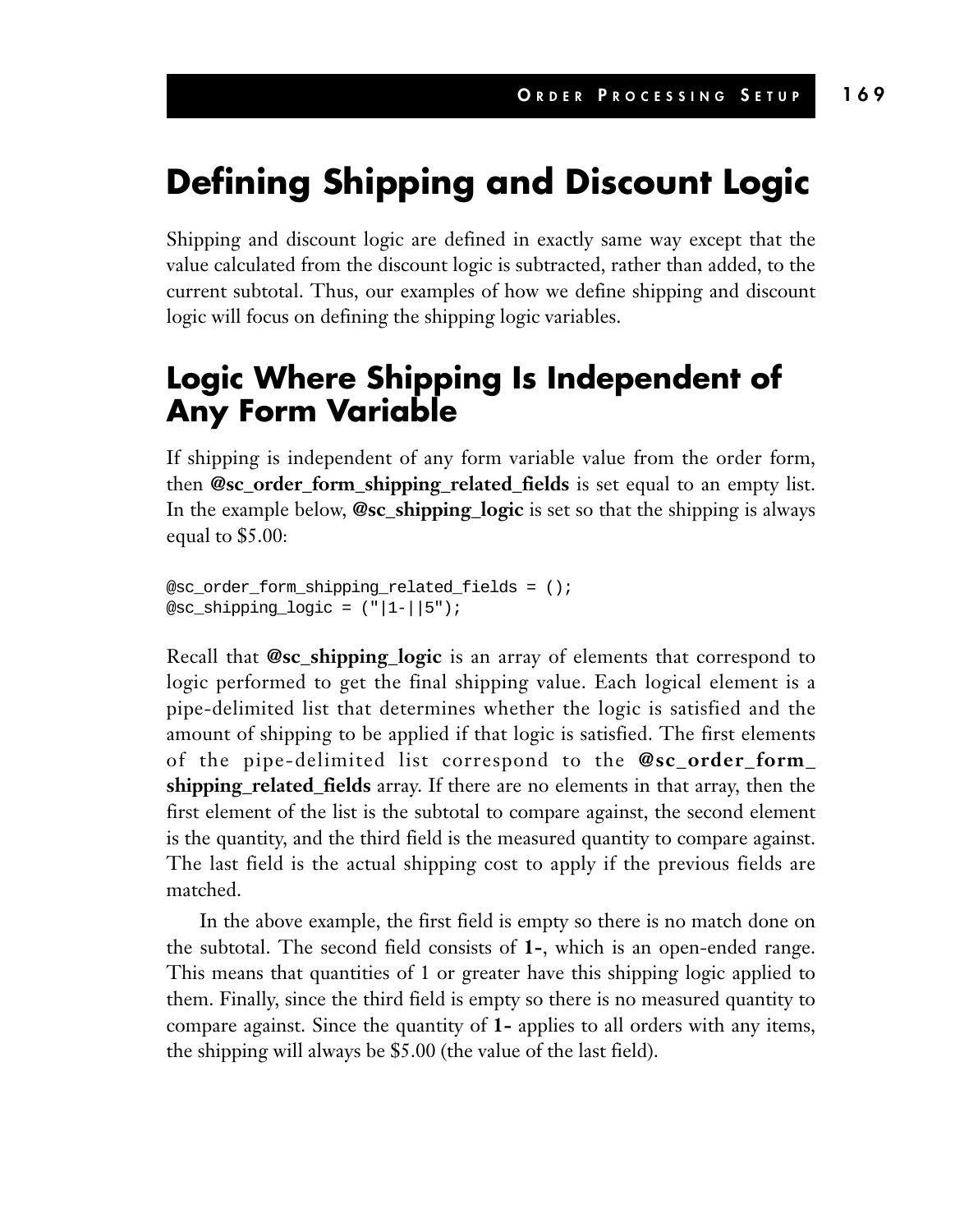# Defining Shipping and Discount Logic

Shipping and discount logic are defined in exactly same way except that the value calculated from the discount logic is subtracted, rather than added, to the current subtotal. Thus, our examples of how we define shipping and discount logic will focus on defining the shipping logic variables.

## Logic Where Shipping Is Independent of Any Form Variable

If shipping is independent of any form variable value from the order form, then **@sc_order_form_shipping_related_fields** is set equal to an empty list. In the example below, **@sc_shipping_logic** is set so that the shipping is always equal to $5.00:

```
@sc_order_form_shipping_related_fields = ();
@sc_shipping_logic = ("|1-||5");
```

Recall that **@sc_shipping_logic** is an array of elements that correspond to logic performed to get the final shipping value. Each logical element is a pipe-delimited list that determines whether the logic is satisfied and the amount of shipping to be applied if that logic is satisfied. The first elements of the pipe-delimited list correspond to the **@sc_order_form_shipping_related_fields** array. If there are no elements in that array, then the first element of the list is the subtotal to compare against, the second element is the quantity, and the third field is the measured quantity to compare against. The last field is the actual shipping cost to apply if the previous fields are matched.

In the above example, the first field is empty so there is no match done on the subtotal. The second field consists of **1-**, which is an open-ended range. This means that quantities of 1 or greater have this shipping logic applied to them. Finally, since the third field is empty so there is no measured quantity to compare against. Since the quantity of **1-** applies to all orders with any items, the shipping will always be $5.00 (the value of the last field).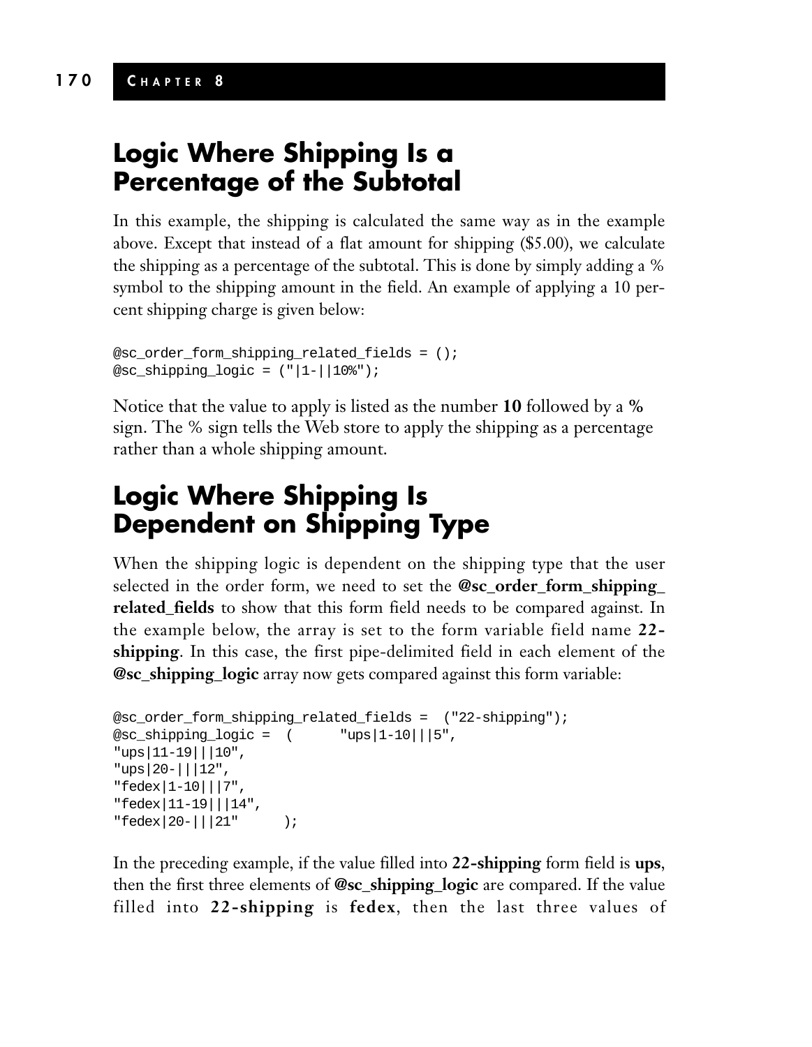## Logic Where Shipping Is a Percentage of the Subtotal

In this example, the shipping is calculated the same way as in the example above. Except that instead of a flat amount for shipping ($5.00), we calculate the shipping as a percentage of the subtotal. This is done by simply adding a % symbol to the shipping amount in the field. An example of applying a 10 percent shipping charge is given below:

```
@sc_order_form_shipping_related_fields = ();
@sc_shipping_logic = ("|1-||10%");
```

Notice that the value to apply is listed as the number **10** followed by a **%** sign. The % sign tells the Web store to apply the shipping as a percentage rather than a whole shipping amount.

## Logic Where Shipping Is Dependent on Shipping Type

When the shipping logic is dependent on the shipping type that the user selected in the order form, we need to set the **@sc_order_form_shipping_related_fields** to show that this form field needs to be compared against. In the example below, the array is set to the form variable field name **22-shipping**. In this case, the first pipe-delimited field in each element of the **@sc_shipping_logic** array now gets compared against this form variable:

```
@sc_order_form_shipping_related_fields =  ("22-shipping");
@sc_shipping_logic =  (      "ups|1-10|||5",
"ups|11-19|||10",
"ups|20-|||12",
"fedex|1-10|||7",
"fedex|11-19|||14",
"fedex|20-|||21"      );
```

In the preceding example, if the value filled into **22-shipping** form field is **ups**, then the first three elements of **@sc_shipping_logic** are compared. If the value filled into **22-shipping** is **fedex**, then the last three values of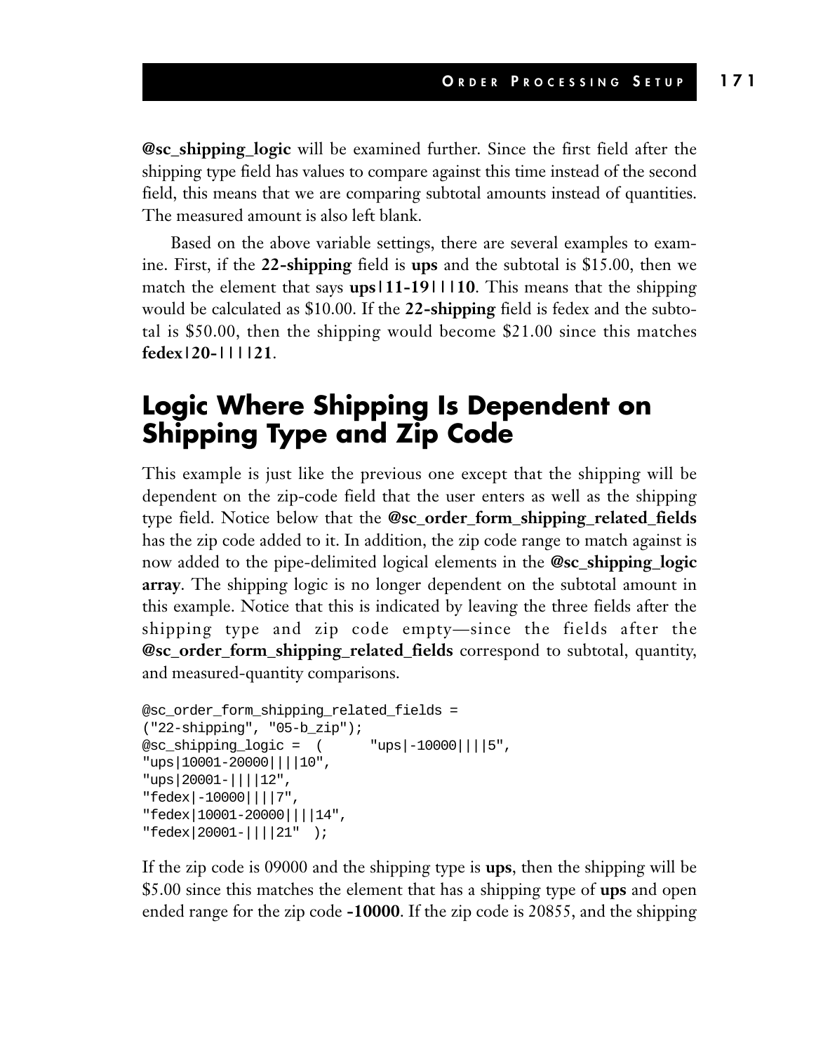**@sc_shipping_logic** will be examined further. Since the first field after the shipping type field has values to compare against this time instead of the second field, this means that we are comparing subtotal amounts instead of quantities. The measured amount is also left blank.

Based on the above variable settings, there are several examples to examine. First, if the **22-shipping** field is **ups** and the subtotal is $15.00, then we match the element that says **ups|11-19|||10**. This means that the shipping would be calculated as $10.00. If the **22-shipping** field is fedex and the subtotal is $50.00, then the shipping would become $21.00 since this matches **fedex|20-||||21**.

## Logic Where Shipping Is Dependent on Shipping Type and Zip Code

This example is just like the previous one except that the shipping will be dependent on the zip-code field that the user enters as well as the shipping type field. Notice below that the **@sc_order_form_shipping_related_fields** has the zip code added to it. In addition, the zip code range to match against is now added to the pipe-delimited logical elements in the **@sc_shipping_logic array**. The shipping logic is no longer dependent on the subtotal amount in this example. Notice that this is indicated by leaving the three fields after the shipping type and zip code empty—since the fields after the **@sc_order_form_shipping_related_fields** correspond to subtotal, quantity, and measured-quantity comparisons.

```
@sc_order_form_shipping_related_fields =
("22-shipping", "05-b_zip");
@sc_shipping_logic =  (      "ups|-10000||||5",
"ups|10001-20000||||10",
"ups|20001-||||12",
"fedex|-10000||||7",
"fedex|10001-20000||||14",
"fedex|20001-||||21"  );
```

If the zip code is 09000 and the shipping type is **ups**, then the shipping will be $5.00 since this matches the element that has a shipping type of **ups** and open ended range for the zip code **-10000**. If the zip code is 20855, and the shipping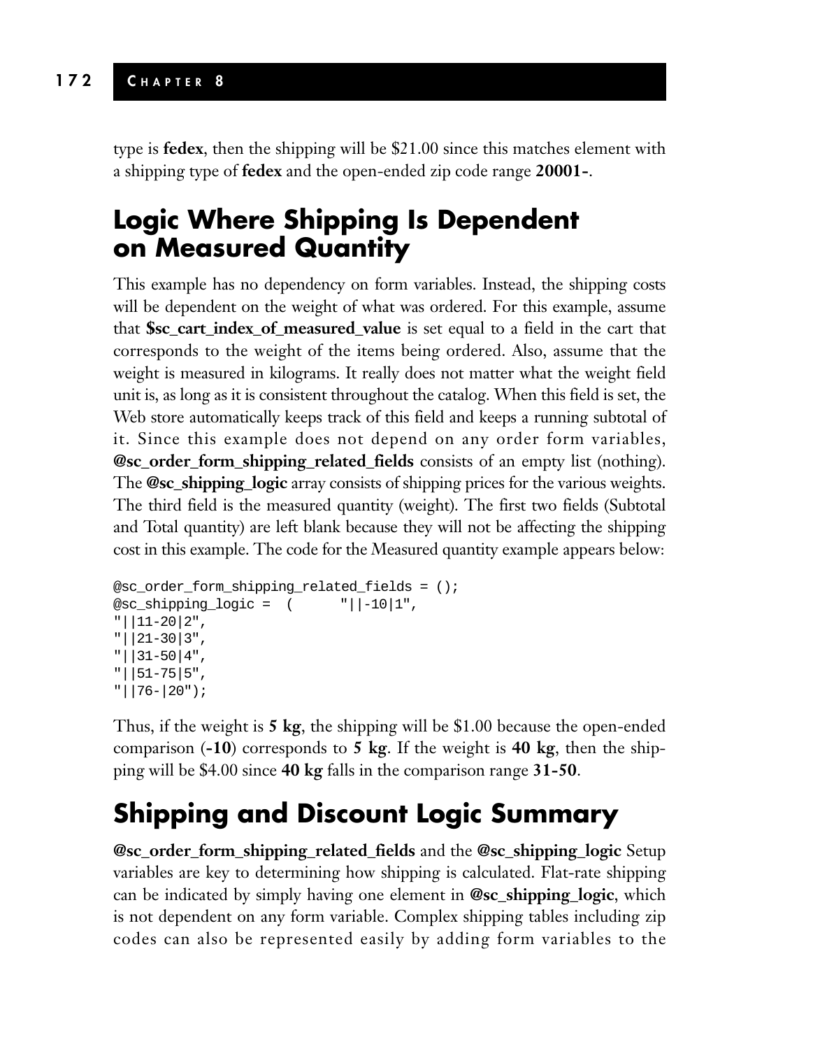type is **fedex**, then the shipping will be $21.00 since this matches element with a shipping type of **fedex** and the open-ended zip code range **20001-**.

## Logic Where Shipping Is Dependent on Measured Quantity

This example has no dependency on form variables. Instead, the shipping costs will be dependent on the weight of what was ordered. For this example, assume that **$sc_cart_index_of_measured_value** is set equal to a field in the cart that corresponds to the weight of the items being ordered. Also, assume that the weight is measured in kilograms. It really does not matter what the weight field unit is, as long as it is consistent throughout the catalog. When this field is set, the Web store automatically keeps track of this field and keeps a running subtotal of it. Since this example does not depend on any order form variables, **@sc_order_form_shipping_related_fields** consists of an empty list (nothing). The **@sc_shipping_logic** array consists of shipping prices for the various weights. The third field is the measured quantity (weight). The first two fields (Subtotal and Total quantity) are left blank because they will not be affecting the shipping cost in this example. The code for the Measured quantity example appears below:

```
@sc_order_form_shipping_related_fields = ();
@sc_shipping_logic =  (      "||-10|1",
"||11-20|2",
"||21-30|3",
"||31-50|4",
"||51-75|5",
"||76-|20");
```

Thus, if the weight is **5 kg**, the shipping will be $1.00 because the open-ended comparison (**-10**) corresponds to **5 kg**. If the weight is **40 kg**, then the shipping will be $4.00 since **40 kg** falls in the comparison range **31-50**.

## Shipping and Discount Logic Summary

**@sc_order_form_shipping_related_fields** and the **@sc_shipping_logic** Setup variables are key to determining how shipping is calculated. Flat-rate shipping can be indicated by simply having one element in **@sc_shipping_logic**, which is not dependent on any form variable. Complex shipping tables including zip codes can also be represented easily by adding form variables to the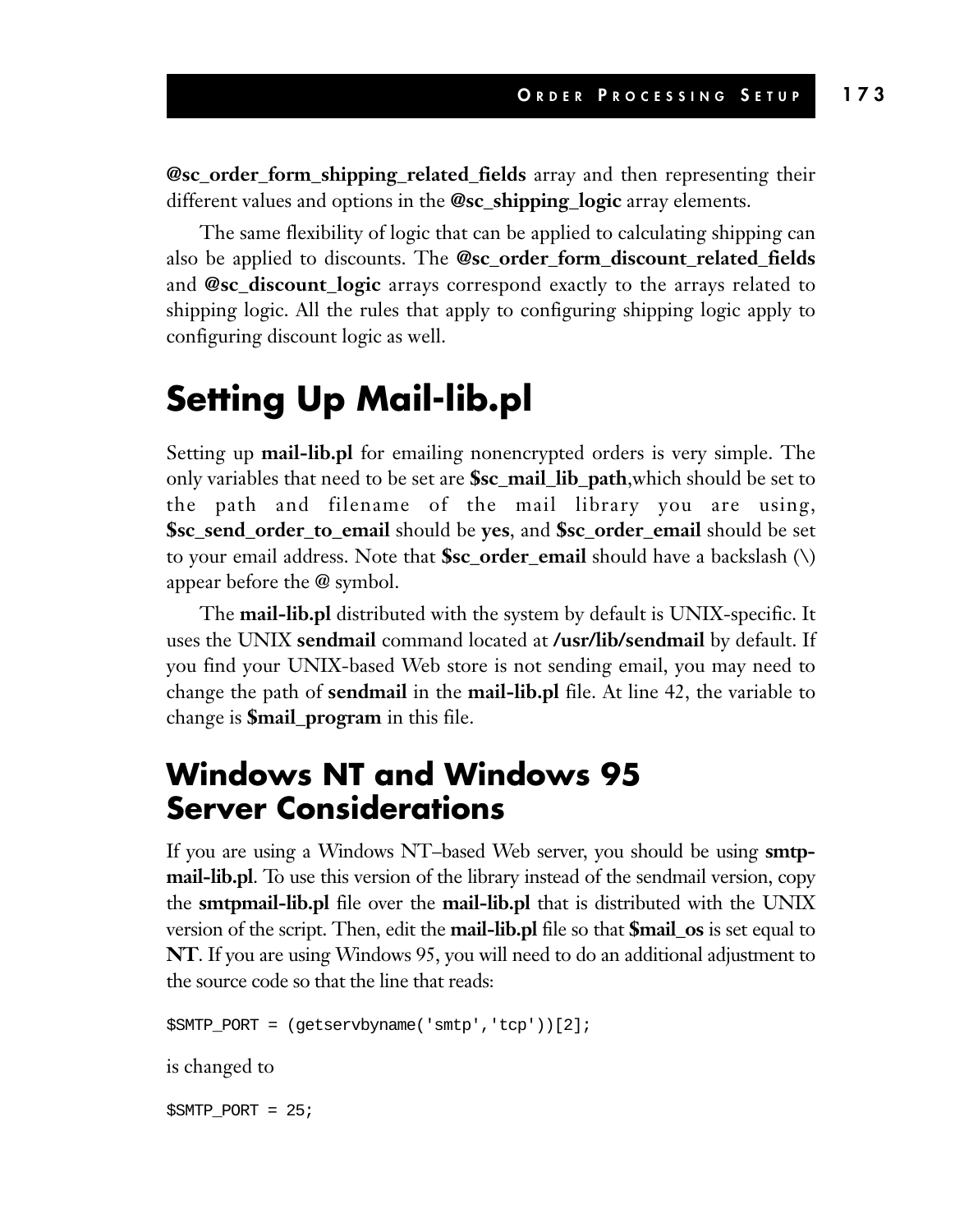**@sc_order_form_shipping_related_fields** array and then representing their different values and options in the **@sc_shipping_logic** array elements.

The same flexibility of logic that can be applied to calculating shipping can also be applied to discounts. The **@sc_order_form_discount_related_fields** and **@sc_discount_logic** arrays correspond exactly to the arrays related to shipping logic. All the rules that apply to configuring shipping logic apply to configuring discount logic as well.

# Setting Up Mail-lib.pl

Setting up **mail-lib.pl** for emailing nonencrypted orders is very simple. The only variables that need to be set are **$sc_mail_lib_path**,which should be set to the path and filename of the mail library you are using, **$sc_send_order_to_email** should be **yes**, and **$sc_order_email** should be set to your email address. Note that **$sc_order_email** should have a backslash (\) appear before the @ symbol.

The **mail-lib.pl** distributed with the system by default is UNIX-specific. It uses the UNIX **sendmail** command located at **/usr/lib/sendmail** by default. If you find your UNIX-based Web store is not sending email, you may need to change the path of **sendmail** in the **mail-lib.pl** file. At line 42, the variable to change is **$mail_program** in this file.

## Windows NT and Windows 95 Server Considerations

If you are using a Windows NT–based Web server, you should be using **smtp-mail-lib.pl**. To use this version of the library instead of the sendmail version, copy the **smtpmail-lib.pl** file over the **mail-lib.pl** that is distributed with the UNIX version of the script. Then, edit the **mail-lib.pl** file so that **$mail_os** is set equal to **NT**. If you are using Windows 95, you will need to do an additional adjustment to the source code so that the line that reads:

```
$SMTP_PORT = (getservbyname('smtp','tcp'))[2];
```

is changed to

```
$SMTP_PORT = 25;
```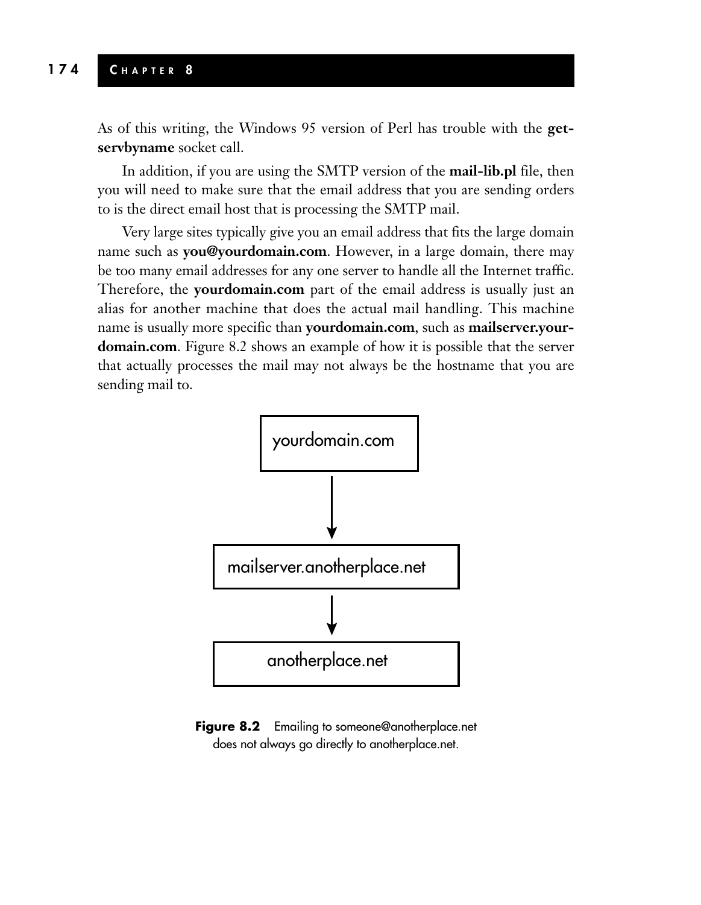As of this writing, the Windows 95 version of Perl has trouble with the **getservbyname** socket call.

In addition, if you are using the SMTP version of the **mail-lib.pl** file, then you will need to make sure that the email address that you are sending orders to is the direct email host that is processing the SMTP mail.

Very large sites typically give you an email address that fits the large domain name such as **you@yourdomain.com**. However, in a large domain, there may be too many email addresses for any one server to handle all the Internet traffic. Therefore, the **yourdomain.com** part of the email address is usually just an alias for another machine that does the actual mail handling. This machine name is usually more specific than **yourdomain.com**, such as **mailserver.yourdomain.com**. Figure 8.2 shows an example of how it is possible that the server that actually processes the mail may not always be the hostname that you are sending mail to.

```
yourdomain.com
      |
      v
mailserver.anotherplace.net
      |
      v
anotherplace.net
```

**Figure 8.2** Emailing to someone@anotherplace.net does not always go directly to anotherplace.net.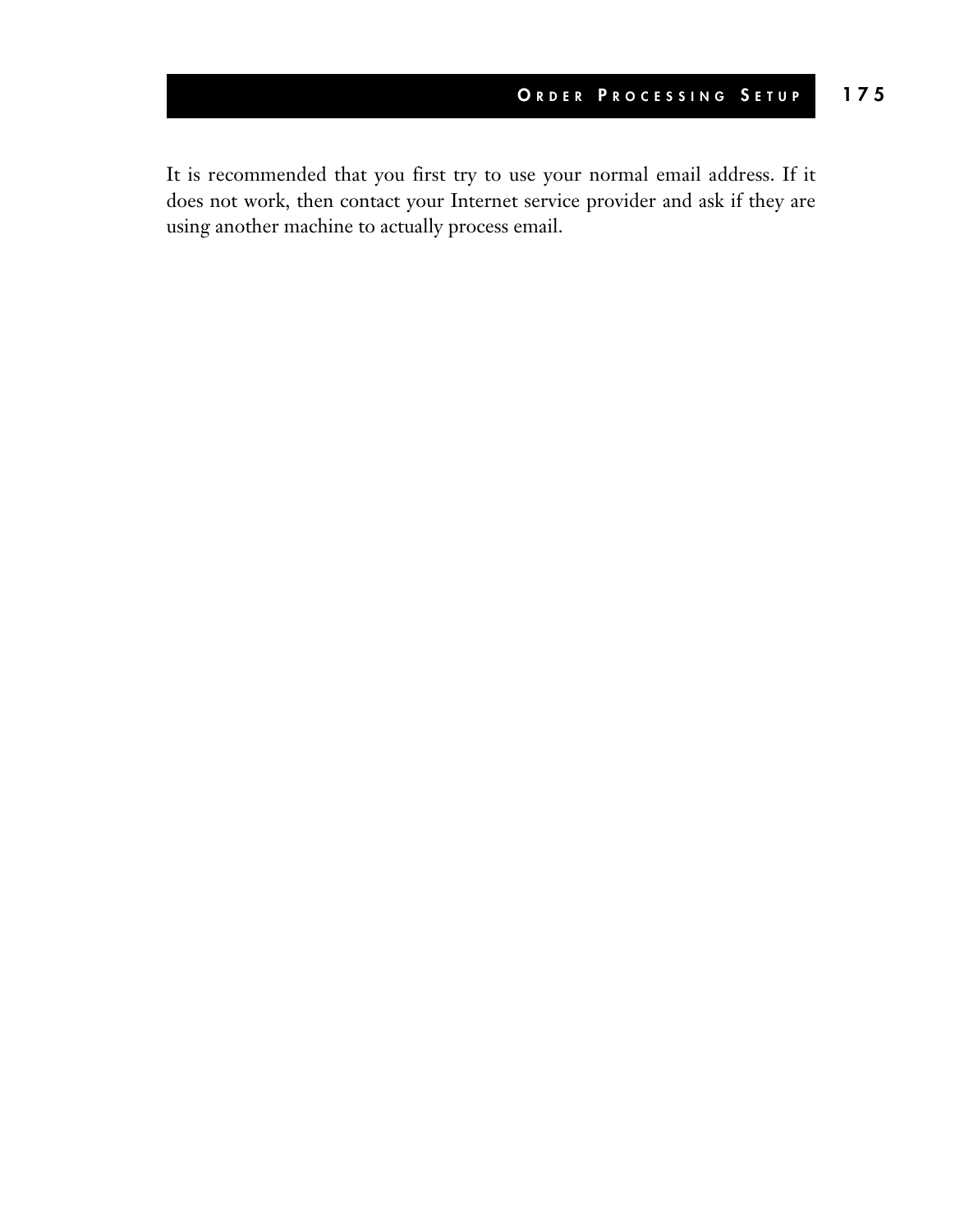It is recommended that you first try to use your normal email address. If it does not work, then contact your Internet service provider and ask if they are using another machine to actually process email.